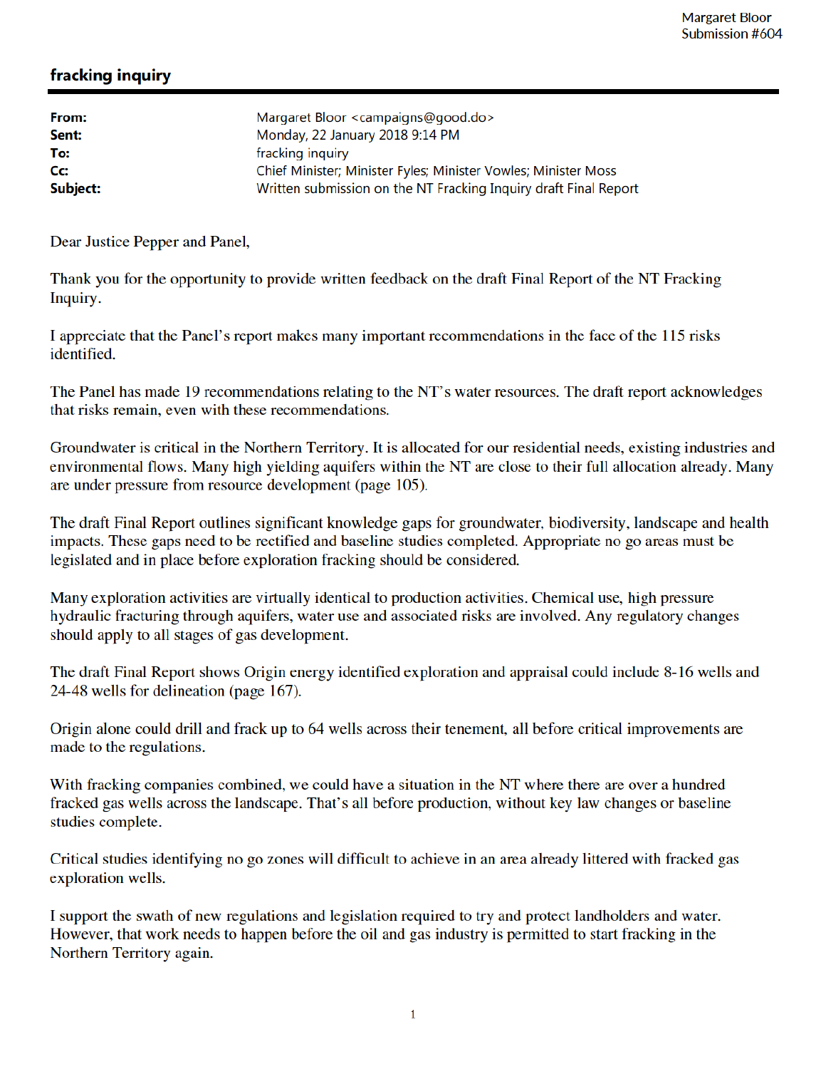Margaret Bloor
Submission #604

# fracking inquiry

| | |
|---|---|
| **From:** | Margaret Bloor <campaigns@good.do> |
| **Sent:** | Monday, 22 January 2018 9:14 PM |
| **To:** | fracking inquiry |
| **Cc:** | Chief Minister; Minister Fyles; Minister Vowles; Minister Moss |
| **Subject:** | Written submission on the NT Fracking Inquiry draft Final Report |

Dear Justice Pepper and Panel,

Thank you for the opportunity to provide written feedback on the draft Final Report of the NT Fracking Inquiry.

I appreciate that the Panel's report makes many important recommendations in the face of the 115 risks identified.

The Panel has made 19 recommendations relating to the NT's water resources. The draft report acknowledges that risks remain, even with these recommendations.

Groundwater is critical in the Northern Territory. It is allocated for our residential needs, existing industries and environmental flows. Many high yielding aquifers within the NT are close to their full allocation already. Many are under pressure from resource development (page 105).

The draft Final Report outlines significant knowledge gaps for groundwater, biodiversity, landscape and health impacts. These gaps need to be rectified and baseline studies completed. Appropriate no go areas must be legislated and in place before exploration fracking should be considered.

Many exploration activities are virtually identical to production activities. Chemical use, high pressure hydraulic fracturing through aquifers, water use and associated risks are involved. Any regulatory changes should apply to all stages of gas development.

The draft Final Report shows Origin energy identified exploration and appraisal could include 8-16 wells and 24-48 wells for delineation (page 167).

Origin alone could drill and frack up to 64 wells across their tenement, all before critical improvements are made to the regulations.

With fracking companies combined, we could have a situation in the NT where there are over a hundred fracked gas wells across the landscape. That's all before production, without key law changes or baseline studies complete.

Critical studies identifying no go zones will difficult to achieve in an area already littered with fracked gas exploration wells.

I support the swath of new regulations and legislation required to try and protect landholders and water. However, that work needs to happen before the oil and gas industry is permitted to start fracking in the Northern Territory again.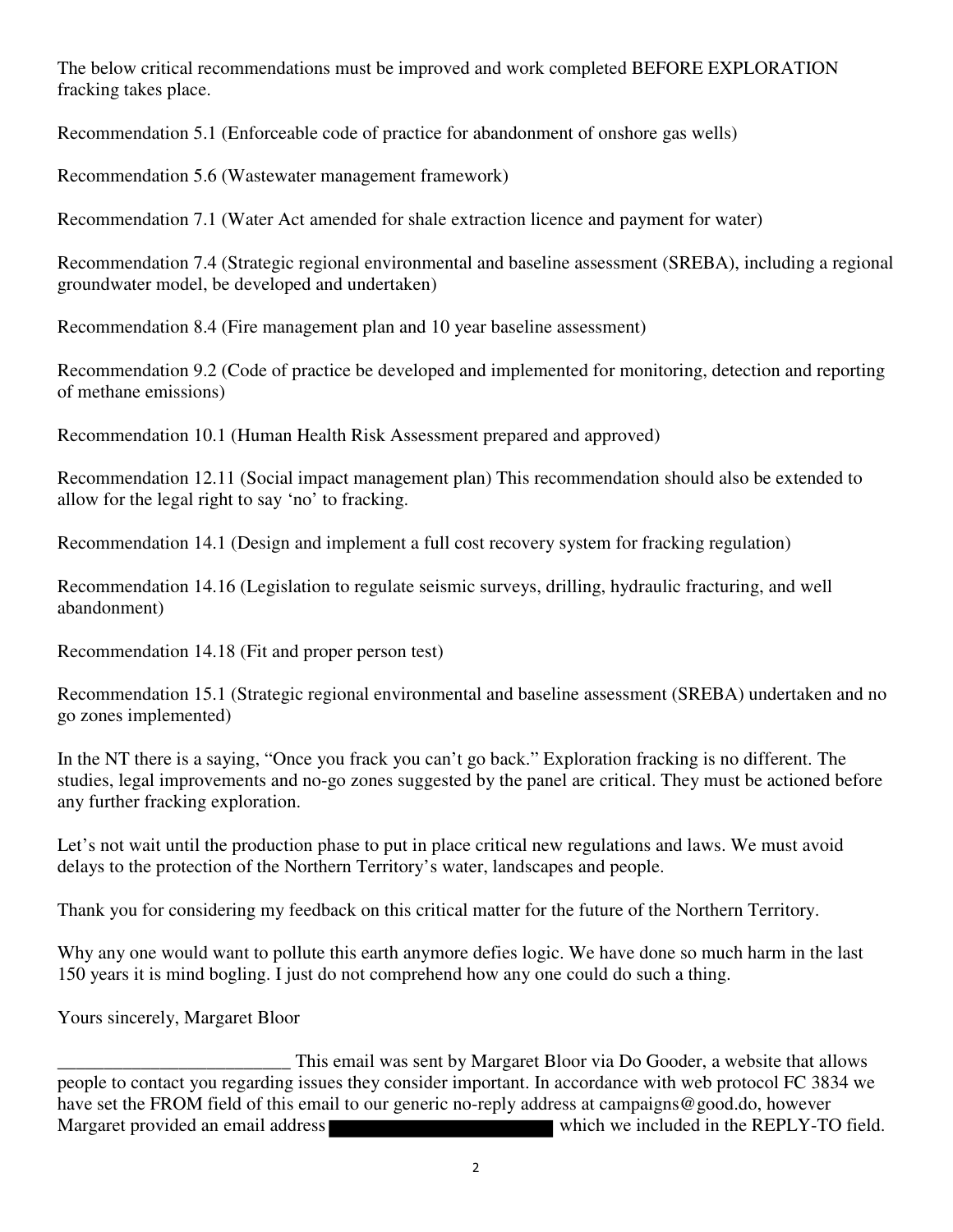The below critical recommendations must be improved and work completed BEFORE EXPLORATION fracking takes place.

Recommendation 5.1 (Enforceable code of practice for abandonment of onshore gas wells)

Recommendation 5.6 (Wastewater management framework)

Recommendation 7.1 (Water Act amended for shale extraction licence and payment for water)

Recommendation 7.4 (Strategic regional environmental and baseline assessment (SREBA), including a regional groundwater model, be developed and undertaken)

Recommendation 8.4 (Fire management plan and 10 year baseline assessment)

Recommendation 9.2 (Code of practice be developed and implemented for monitoring, detection and reporting of methane emissions)

Recommendation 10.1 (Human Health Risk Assessment prepared and approved)

Recommendation 12.11 (Social impact management plan) This recommendation should also be extended to allow for the legal right to say 'no' to fracking.

Recommendation 14.1 (Design and implement a full cost recovery system for fracking regulation)

Recommendation 14.16 (Legislation to regulate seismic surveys, drilling, hydraulic fracturing, and well abandonment)

Recommendation 14.18 (Fit and proper person test)

Recommendation 15.1 (Strategic regional environmental and baseline assessment (SREBA) undertaken and no go zones implemented)

In the NT there is a saying, "Once you frack you can't go back." Exploration fracking is no different. The studies, legal improvements and no-go zones suggested by the panel are critical. They must be actioned before any further fracking exploration.

Let's not wait until the production phase to put in place critical new regulations and laws. We must avoid delays to the protection of the Northern Territory's water, landscapes and people.

Thank you for considering my feedback on this critical matter for the future of the Northern Territory.

Why any one would want to pollute this earth anymore defies logic. We have done so much harm in the last 150 years it is mind bogling. I just do not comprehend how any one could do such a thing.

Yours sincerely, Margaret Bloor

_________________________ This email was sent by Margaret Bloor via Do Gooder, a website that allows people to contact you regarding issues they consider important. In accordance with web protocol FC 3834 we have set the FROM field of this email to our generic no-reply address at campaigns@good.do, however Margaret provided an email address [REDACTED] which we included in the REPLY-TO field.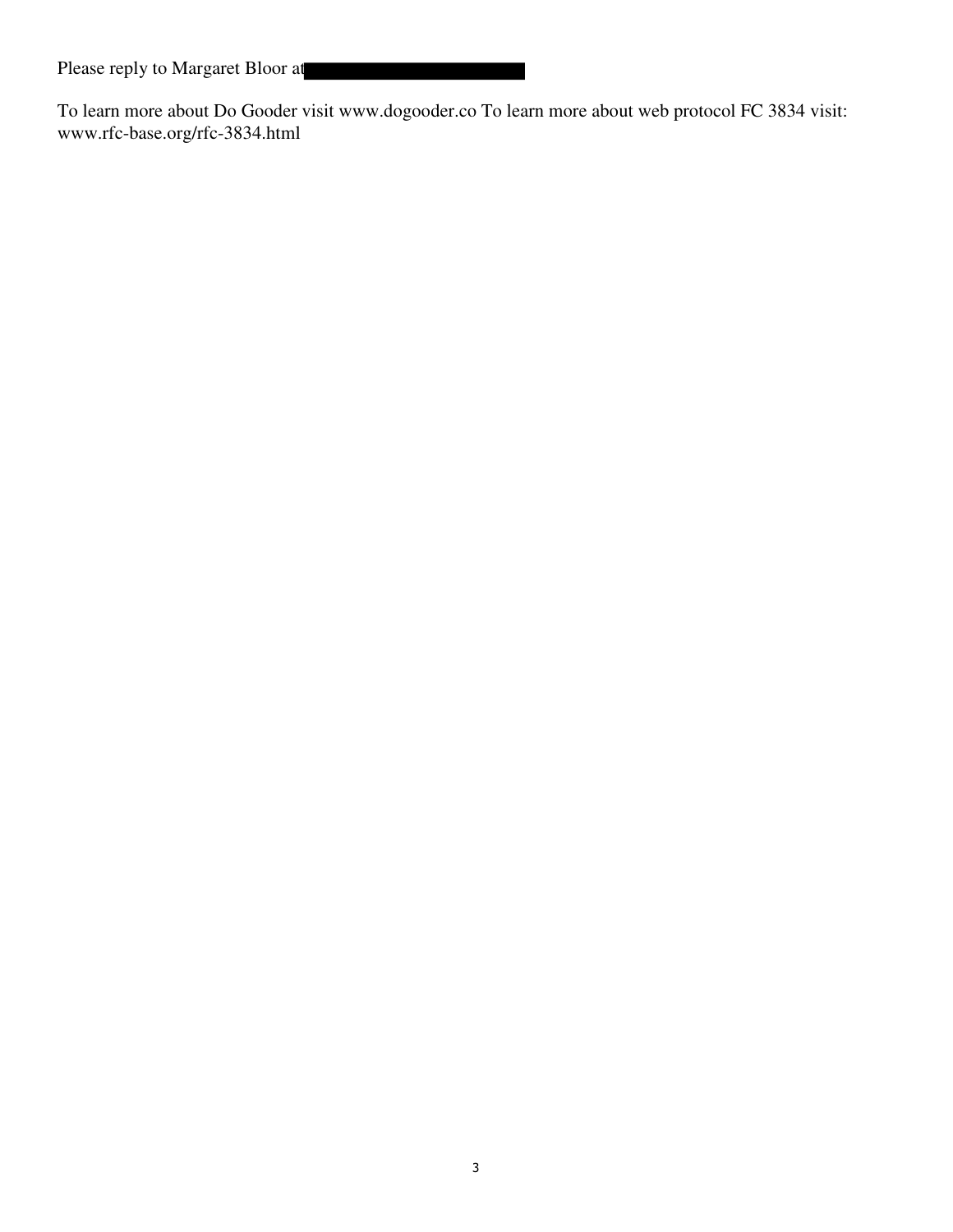Please reply to Margaret Bloor at

To learn more about Do Gooder visit www.dogooder.co To learn more about web protocol FC 3834 visit: www.rfc-base.org/rfc-3834.html